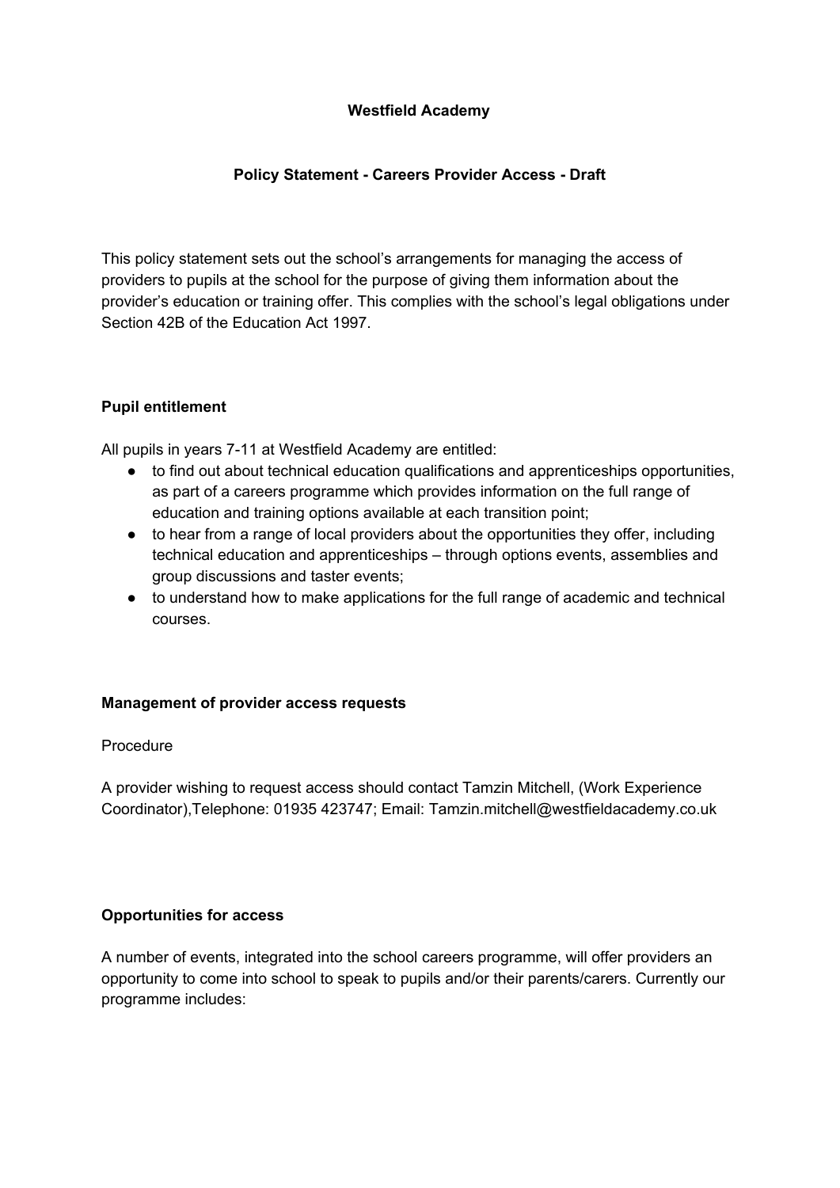**Westfield Academy**

**Policy Statement - Careers Provider Access - Draft**

This policy statement sets out the school's arrangements for managing the access of providers to pupils at the school for the purpose of giving them information about the provider's education or training offer. This complies with the school's legal obligations under Section 42B of the Education Act 1997.

## Pupil entitlement

All pupils in years 7-11 at Westfield Academy are entitled:

- to find out about technical education qualifications and apprenticeships opportunities, as part of a careers programme which provides information on the full range of education and training options available at each transition point;
- to hear from a range of local providers about the opportunities they offer, including technical education and apprenticeships – through options events, assemblies and group discussions and taster events;
- to understand how to make applications for the full range of academic and technical courses.

## Management of provider access requests

Procedure

A provider wishing to request access should contact Tamzin Mitchell, (Work Experience Coordinator),Telephone: 01935 423747; Email: Tamzin.mitchell@westfieldacademy.co.uk

## Opportunities for access

A number of events, integrated into the school careers programme, will offer providers an opportunity to come into school to speak to pupils and/or their parents/carers. Currently our programme includes: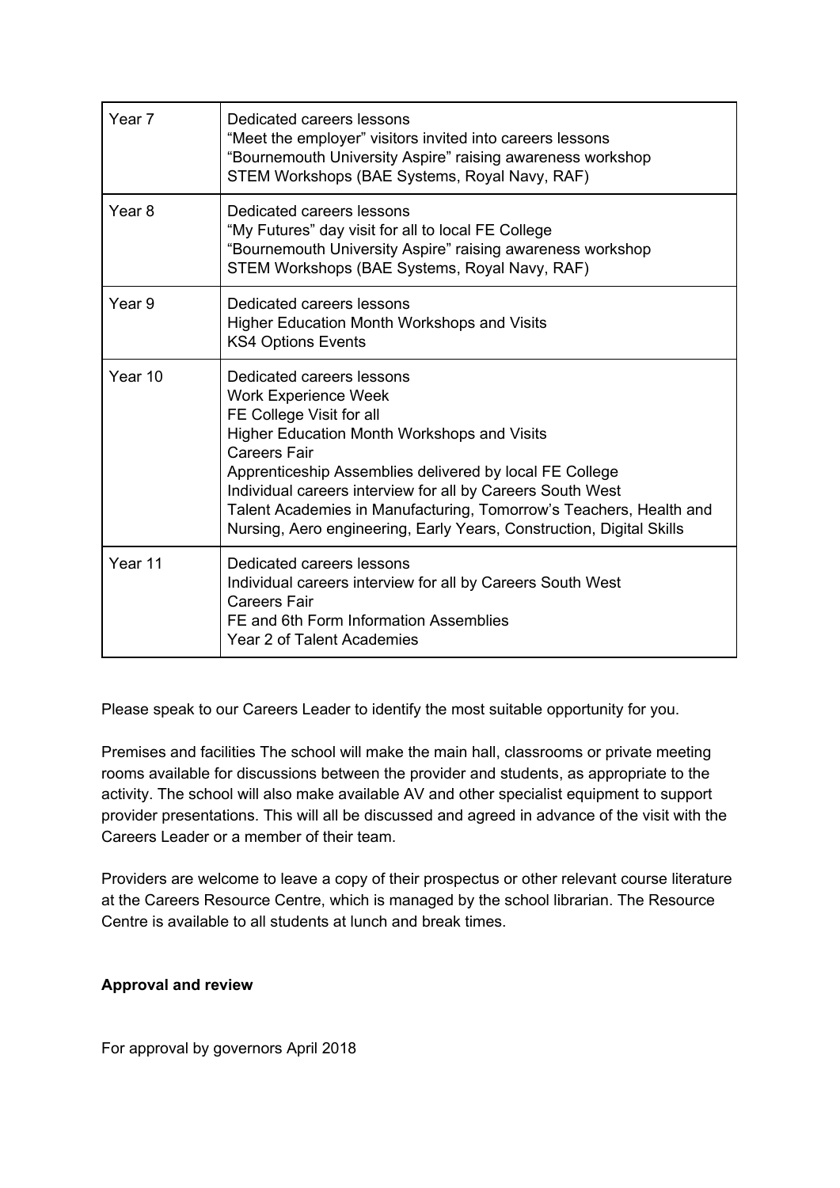| | |
|---|---|
| Year 7 | Dedicated careers lessons<br>“Meet the employer” visitors invited into careers lessons<br>“Bournemouth University Aspire” raising awareness workshop<br>STEM Workshops (BAE Systems, Royal Navy, RAF) |
| Year 8 | Dedicated careers lessons<br>“My Futures” day visit for all to local FE College<br>“Bournemouth University Aspire” raising awareness workshop<br>STEM Workshops (BAE Systems, Royal Navy, RAF) |
| Year 9 | Dedicated careers lessons<br>Higher Education Month Workshops and Visits<br>KS4 Options Events |
| Year 10 | Dedicated careers lessons<br>Work Experience Week<br>FE College Visit for all<br>Higher Education Month Workshops and Visits<br>Careers Fair<br>Apprenticeship Assemblies delivered by local FE College<br>Individual careers interview for all by Careers South West<br>Talent Academies in Manufacturing, Tomorrow’s Teachers, Health and Nursing, Aero engineering, Early Years, Construction, Digital Skills |
| Year 11 | Dedicated careers lessons<br>Individual careers interview for all by Careers South West<br>Careers Fair<br>FE and 6th Form Information Assemblies<br>Year 2 of Talent Academies |

Please speak to our Careers Leader to identify the most suitable opportunity for you.

Premises and facilities The school will make the main hall, classrooms or private meeting rooms available for discussions between the provider and students, as appropriate to the activity. The school will also make available AV and other specialist equipment to support provider presentations. This will all be discussed and agreed in advance of the visit with the Careers Leader or a member of their team.

Providers are welcome to leave a copy of their prospectus or other relevant course literature at the Careers Resource Centre, which is managed by the school librarian. The Resource Centre is available to all students at lunch and break times.

**Approval and review**

For approval by governors April 2018